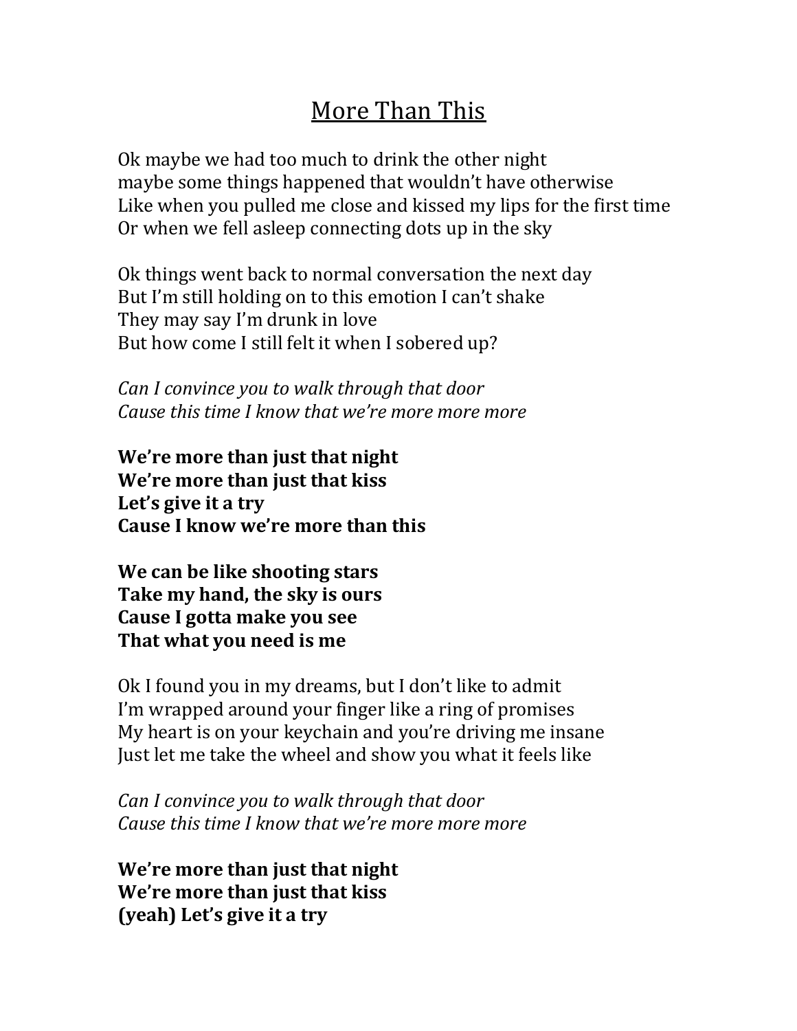# More Than This

Ok maybe we had too much to drink the other night
maybe some things happened that wouldn't have otherwise
Like when you pulled me close and kissed my lips for the first time
Or when we fell asleep connecting dots up in the sky

Ok things went back to normal conversation the next day
But I'm still holding on to this emotion I can't shake
They may say I'm drunk in love
But how come I still felt it when I sobered up?

*Can I convince you to walk through that door*
*Cause this time I know that we're more more more*

**We're more than just that night**
**We're more than just that kiss**
**Let's give it a try**
**Cause I know we're more than this**

**We can be like shooting stars**
**Take my hand, the sky is ours**
**Cause I gotta make you see**
**That what you need is me**

Ok I found you in my dreams, but I don't like to admit
I'm wrapped around your finger like a ring of promises
My heart is on your keychain and you're driving me insane
Just let me take the wheel and show you what it feels like

*Can I convince you to walk through that door*
*Cause this time I know that we're more more more*

**We're more than just that night**
**We're more than just that kiss**
**(yeah) Let's give it a try**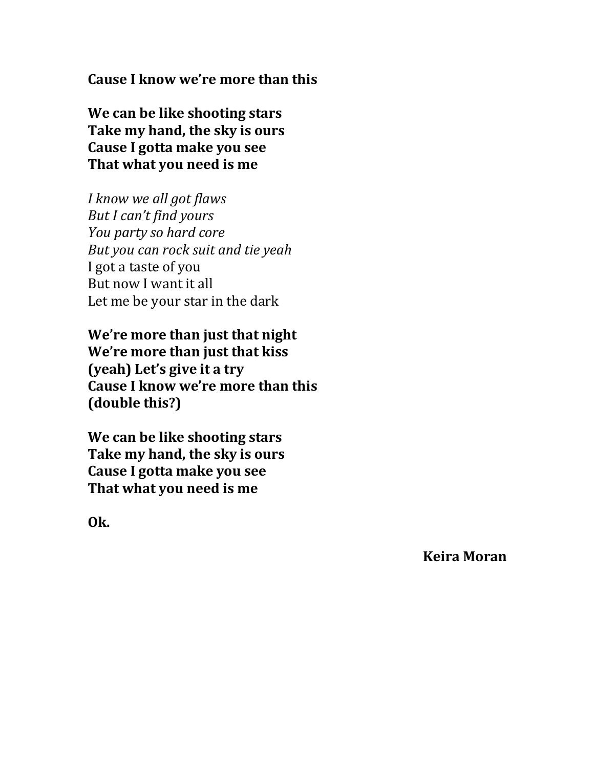**Cause I know we're more than this**

**We can be like shooting stars**
**Take my hand, the sky is ours**
**Cause I gotta make you see**
**That what you need is me**

*I know we all got flaws*
*But I can't find yours*
*You party so hard core*
*But you can rock suit and tie yeah*
I got a taste of you
But now I want it all
Let me be your star in the dark

**We're more than just that night**
**We're more than just that kiss**
**(yeah) Let's give it a try**
**Cause I know we're more than this**
**(double this?)**

**We can be like shooting stars**
**Take my hand, the sky is ours**
**Cause I gotta make you see**
**That what you need is me**

**Ok.**

**Keira Moran**